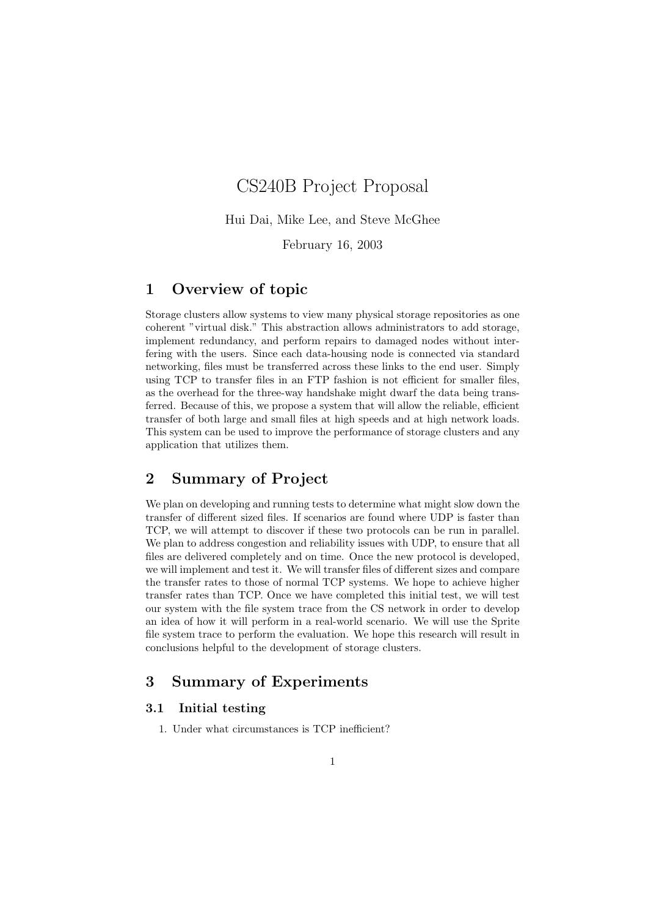# CS240B Project Proposal

Hui Dai, Mike Lee, and Steve McGhee

February 16, 2003

## 1 Overview of topic

Storage clusters allow systems to view many physical storage repositories as one coherent "virtual disk." This abstraction allows administrators to add storage, implement redundancy, and perform repairs to damaged nodes without interfering with the users. Since each data-housing node is connected via standard networking, files must be transferred across these links to the end user. Simply using TCP to transfer files in an FTP fashion is not efficient for smaller files, as the overhead for the three-way handshake might dwarf the data being transferred. Because of this, we propose a system that will allow the reliable, efficient transfer of both large and small files at high speeds and at high network loads. This system can be used to improve the performance of storage clusters and any application that utilizes them.

## 2 Summary of Project

We plan on developing and running tests to determine what might slow down the transfer of different sized files. If scenarios are found where UDP is faster than TCP, we will attempt to discover if these two protocols can be run in parallel. We plan to address congestion and reliability issues with UDP, to ensure that all files are delivered completely and on time. Once the new protocol is developed, we will implement and test it. We will transfer files of different sizes and compare the transfer rates to those of normal TCP systems. We hope to achieve higher transfer rates than TCP. Once we have completed this initial test, we will test our system with the file system trace from the CS network in order to develop an idea of how it will perform in a real-world scenario. We will use the Sprite file system trace to perform the evaluation. We hope this research will result in conclusions helpful to the development of storage clusters.

## 3 Summary of Experiments

### 3.1 Initial testing

1. Under what circumstances is TCP inefficient?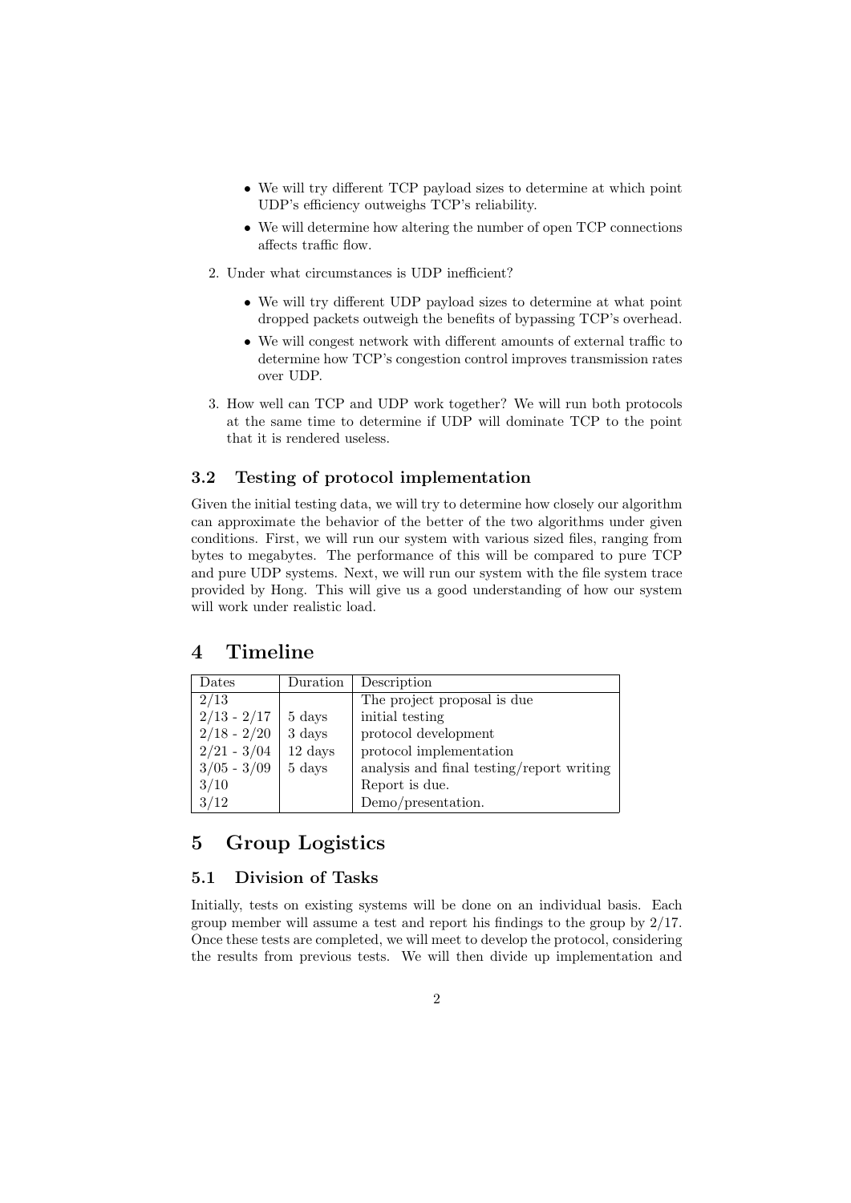- We will try different TCP payload sizes to determine at which point UDP's efficiency outweighs TCP's reliability.
- We will determine how altering the number of open TCP connections affects traffic flow.

2. Under what circumstances is UDP inefficient?

   - We will try different UDP payload sizes to determine at what point dropped packets outweigh the benefits of bypassing TCP's overhead.
   - We will congest network with different amounts of external traffic to determine how TCP's congestion control improves transmission rates over UDP.

3. How well can TCP and UDP work together? We will run both protocols at the same time to determine if UDP will dominate TCP to the point that it is rendered useless.

### 3.2 Testing of protocol implementation

Given the initial testing data, we will try to determine how closely our algorithm can approximate the behavior of the better of the two algorithms under given conditions. First, we will run our system with various sized files, ranging from bytes to megabytes. The performance of this will be compared to pure TCP and pure UDP systems. Next, we will run our system with the file system trace provided by Hong. This will give us a good understanding of how our system will work under realistic load.

## 4 Timeline

| Dates | Duration | Description |
|---|---|---|
| 2/13 | | The project proposal is due |
| 2/13 - 2/17 | 5 days | initial testing |
| 2/18 - 2/20 | 3 days | protocol development |
| 2/21 - 3/04 | 12 days | protocol implementation |
| 3/05 - 3/09 | 5 days | analysis and final testing/report writing |
| 3/10 | | Report is due. |
| 3/12 | | Demo/presentation. |

## 5 Group Logistics

### 5.1 Division of Tasks

Initially, tests on existing systems will be done on an individual basis. Each group member will assume a test and report his findings to the group by 2/17. Once these tests are completed, we will meet to develop the protocol, considering the results from previous tests. We will then divide up implementation and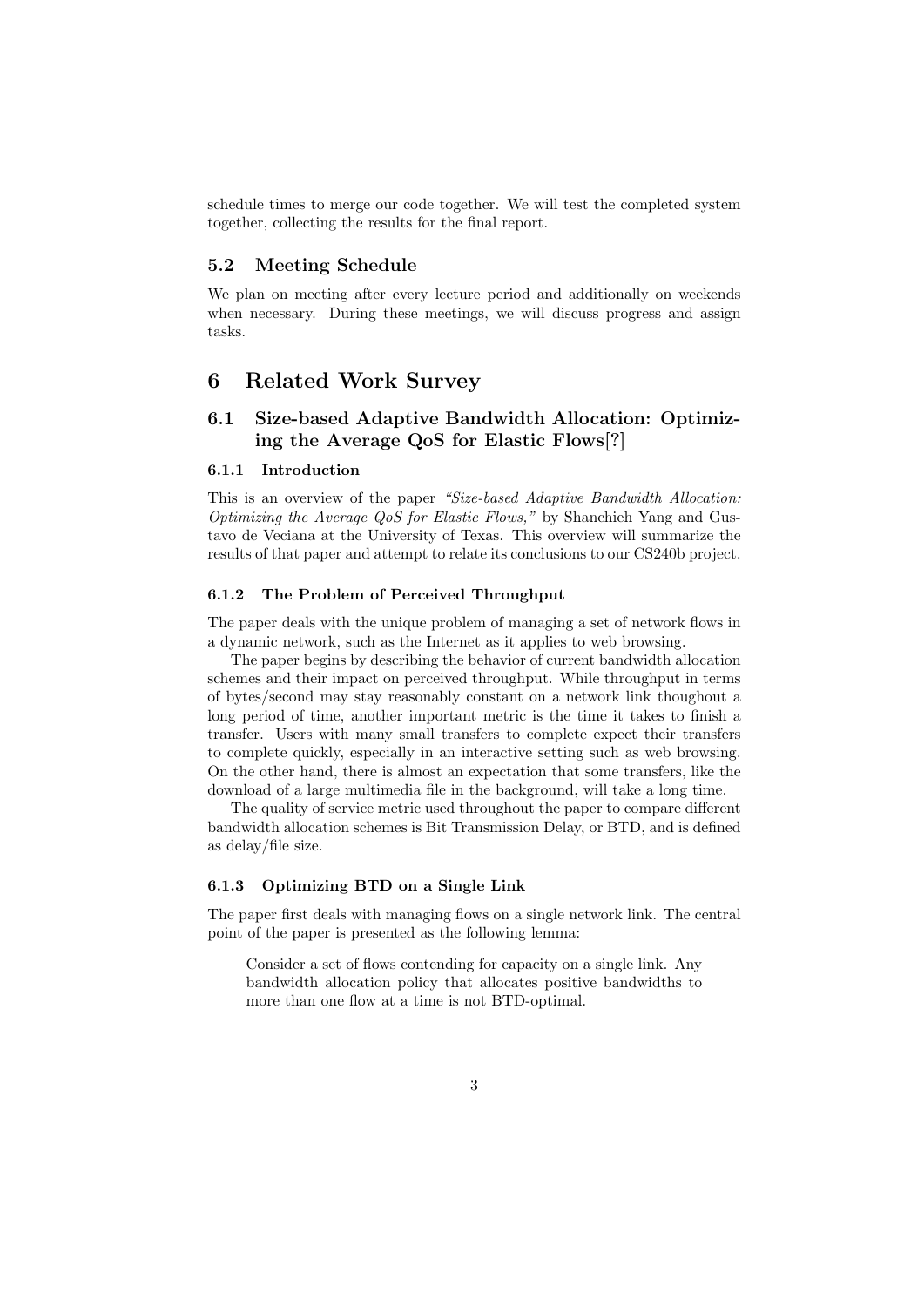schedule times to merge our code together. We will test the completed system together, collecting the results for the final report.

### 5.2 Meeting Schedule

We plan on meeting after every lecture period and additionally on weekends when necessary. During these meetings, we will discuss progress and assign tasks.

## 6 Related Work Survey

### 6.1 Size-based Adaptive Bandwidth Allocation: Optimizing the Average QoS for Elastic Flows[?]

#### 6.1.1 Introduction

This is an overview of the paper *"Size-based Adaptive Bandwidth Allocation: Optimizing the Average QoS for Elastic Flows,"* by Shanchieh Yang and Gustavo de Veciana at the University of Texas. This overview will summarize the results of that paper and attempt to relate its conclusions to our CS240b project.

#### 6.1.2 The Problem of Perceived Throughput

The paper deals with the unique problem of managing a set of network flows in a dynamic network, such as the Internet as it applies to web browsing.

The paper begins by describing the behavior of current bandwidth allocation schemes and their impact on perceived throughput. While throughput in terms of bytes/second may stay reasonably constant on a network link thoughout a long period of time, another important metric is the time it takes to finish a transfer. Users with many small transfers to complete expect their transfers to complete quickly, especially in an interactive setting such as web browsing. On the other hand, there is almost an expectation that some transfers, like the download of a large multimedia file in the background, will take a long time.

The quality of service metric used throughout the paper to compare different bandwidth allocation schemes is Bit Transmission Delay, or BTD, and is defined as delay/file size.

#### 6.1.3 Optimizing BTD on a Single Link

The paper first deals with managing flows on a single network link. The central point of the paper is presented as the following lemma:

> Consider a set of flows contending for capacity on a single link. Any bandwidth allocation policy that allocates positive bandwidths to more than one flow at a time is not BTD-optimal.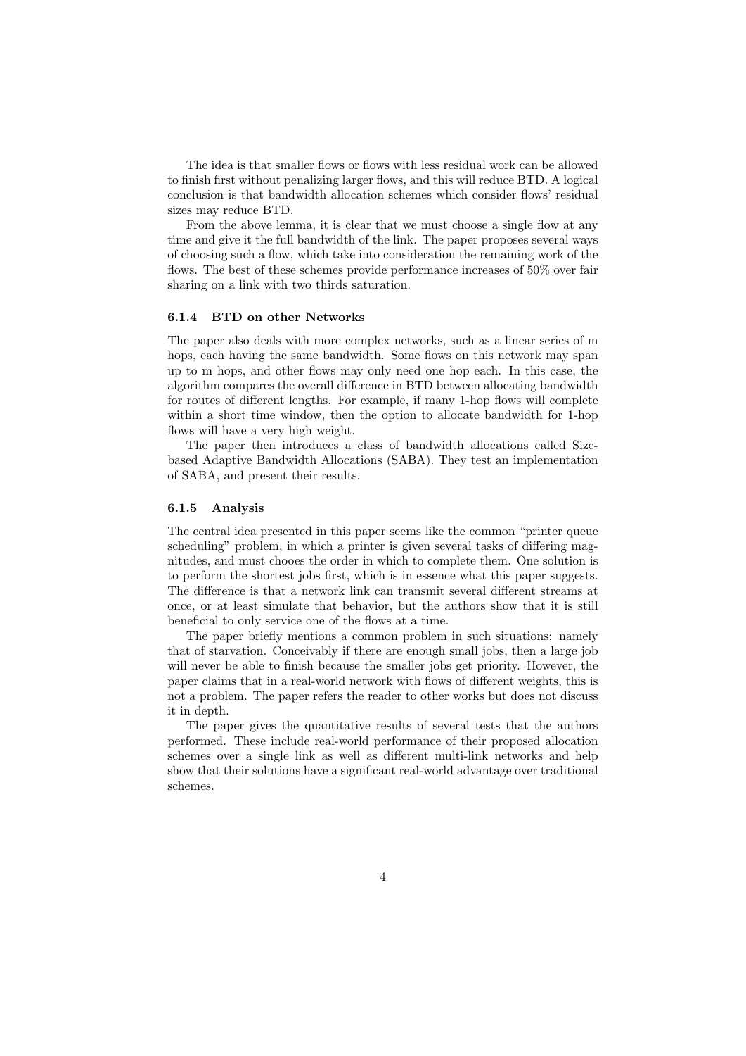The idea is that smaller flows or flows with less residual work can be allowed to finish first without penalizing larger flows, and this will reduce BTD. A logical conclusion is that bandwidth allocation schemes which consider flows' residual sizes may reduce BTD.

From the above lemma, it is clear that we must choose a single flow at any time and give it the full bandwidth of the link. The paper proposes several ways of choosing such a flow, which take into consideration the remaining work of the flows. The best of these schemes provide performance increases of 50% over fair sharing on a link with two thirds saturation.

### 6.1.4 BTD on other Networks

The paper also deals with more complex networks, such as a linear series of m hops, each having the same bandwidth. Some flows on this network may span up to m hops, and other flows may only need one hop each. In this case, the algorithm compares the overall difference in BTD between allocating bandwidth for routes of different lengths. For example, if many 1-hop flows will complete within a short time window, then the option to allocate bandwidth for 1-hop flows will have a very high weight.

The paper then introduces a class of bandwidth allocations called Size-based Adaptive Bandwidth Allocations (SABA). They test an implementation of SABA, and present their results.

### 6.1.5 Analysis

The central idea presented in this paper seems like the common "printer queue scheduling" problem, in which a printer is given several tasks of differing magnitudes, and must chooe the order in which to complete them. One solution is to perform the shortest jobs first, which is in essence what this paper suggests. The difference is that a network link can transmit several different streams at once, or at least simulate that behavior, but the authors show that it is still beneficial to only service one of the flows at a time.

The paper briefly mentions a common problem in such situations: namely that of starvation. Conceivably if there are enough small jobs, then a large job will never be able to finish because the smaller jobs get priority. However, the paper claims that in a real-world network with flows of different weights, this is not a problem. The paper refers the reader to other works but does not discuss it in depth.

The paper gives the quantitative results of several tests that the authors performed. These include real-world performance of their proposed allocation schemes over a single link as well as different multi-link networks and help show that their solutions have a significant real-world advantage over traditional schemes.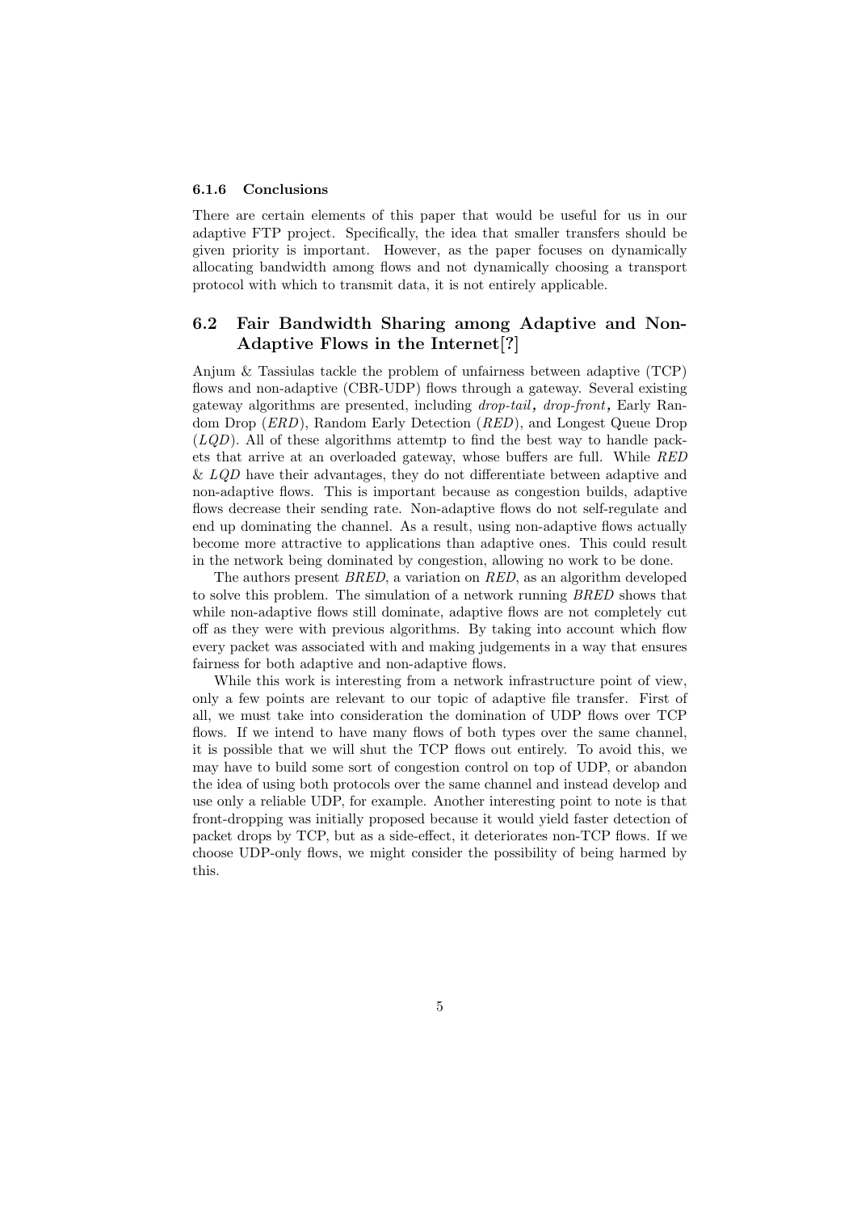#### 6.1.6 Conclusions

There are certain elements of this paper that would be useful for us in our adaptive FTP project. Specifically, the idea that smaller transfers should be given priority is important. However, as the paper focuses on dynamically allocating bandwidth among flows and not dynamically choosing a transport protocol with which to transmit data, it is not entirely applicable.

### 6.2 Fair Bandwidth Sharing among Adaptive and Non-Adaptive Flows in the Internet[?]

Anjum & Tassiulas tackle the problem of unfairness between adaptive (TCP) flows and non-adaptive (CBR-UDP) flows through a gateway. Several existing gateway algorithms are presented, including *drop-tail*, *drop-front*, Early Random Drop (*ERD*), Random Early Detection (*RED*), and Longest Queue Drop (*LQD*). All of these algorithms attemtp to find the best way to handle packets that arrive at an overloaded gateway, whose buffers are full. While *RED* & *LQD* have their advantages, they do not differentiate between adaptive and non-adaptive flows. This is important because as congestion builds, adaptive flows decrease their sending rate. Non-adaptive flows do not self-regulate and end up dominating the channel. As a result, using non-adaptive flows actually become more attractive to applications than adaptive ones. This could result in the network being dominated by congestion, allowing no work to be done.

The authors present *BRED*, a variation on *RED*, as an algorithm developed to solve this problem. The simulation of a network running *BRED* shows that while non-adaptive flows still dominate, adaptive flows are not completely cut off as they were with previous algorithms. By taking into account which flow every packet was associated with and making judgements in a way that ensures fairness for both adaptive and non-adaptive flows.

While this work is interesting from a network infrastructure point of view, only a few points are relevant to our topic of adaptive file transfer. First of all, we must take into consideration the domination of UDP flows over TCP flows. If we intend to have many flows of both types over the same channel, it is possible that we will shut the TCP flows out entirely. To avoid this, we may have to build some sort of congestion control on top of UDP, or abandon the idea of using both protocols over the same channel and instead develop and use only a reliable UDP, for example. Another interesting point to note is that front-dropping was initially proposed because it would yield faster detection of packet drops by TCP, but as a side-effect, it deteriorates non-TCP flows. If we choose UDP-only flows, we might consider the possibility of being harmed by this.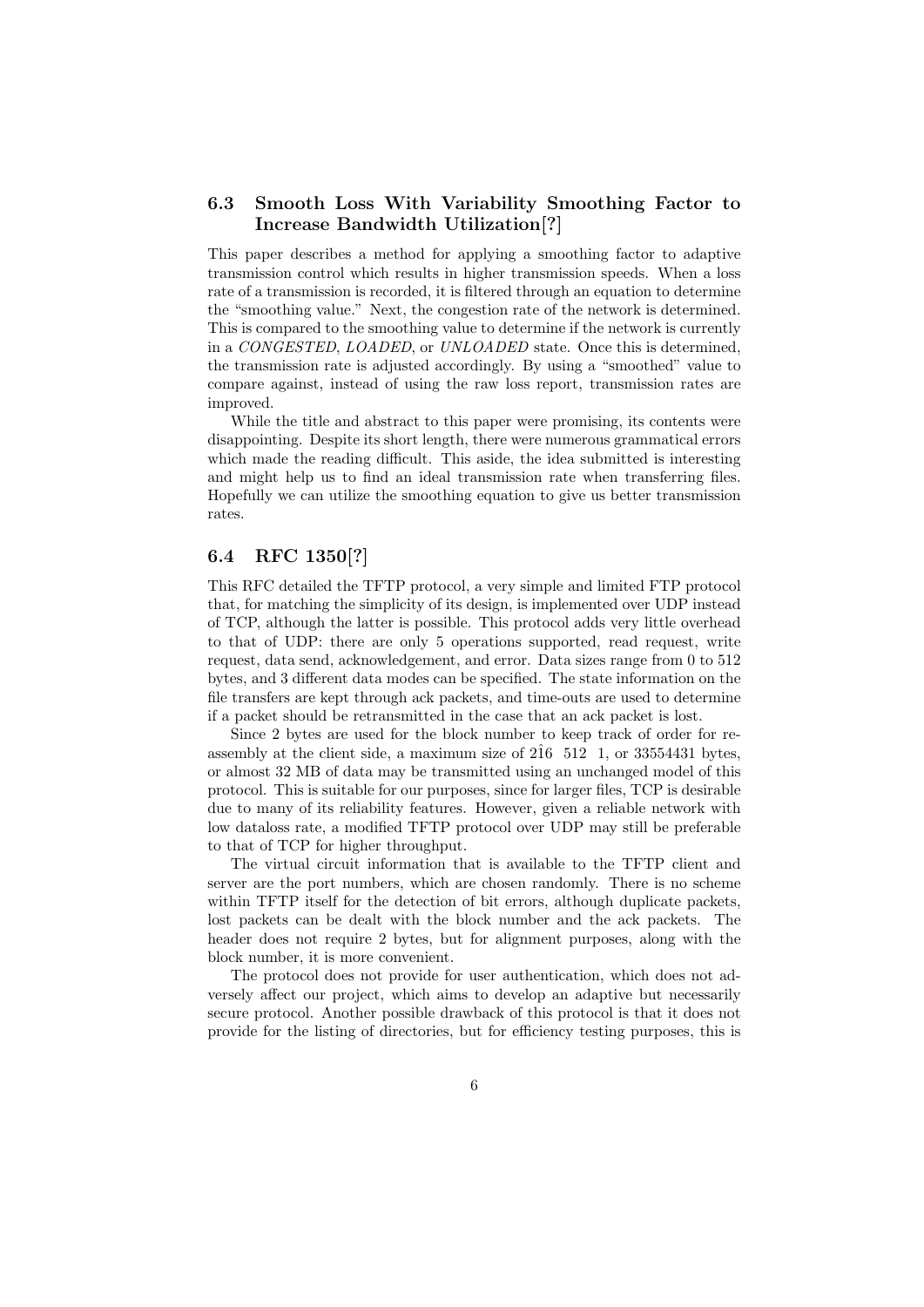## 6.3 Smooth Loss With Variability Smoothing Factor to Increase Bandwidth Utilization[?]

This paper describes a method for applying a smoothing factor to adaptive transmission control which results in higher transmission speeds. When a loss rate of a transmission is recorded, it is filtered through an equation to determine the "smoothing value." Next, the congestion rate of the network is determined. This is compared to the smoothing value to determine if the network is currently in a *CONGESTED*, *LOADED*, or *UNLOADED* state. Once this is determined, the transmission rate is adjusted accordingly. By using a "smoothed" value to compare against, instead of using the raw loss report, transmission rates are improved.

While the title and abstract to this paper were promising, its contents were disappointing. Despite its short length, there were numerous grammatical errors which made the reading difficult. This aside, the idea submitted is interesting and might help us to find an ideal transmission rate when transferring files. Hopefully we can utilize the smoothing equation to give us better transmission rates.

## 6.4 RFC 1350[?]

This RFC detailed the TFTP protocol, a very simple and limited FTP protocol that, for matching the simplicity of its design, is implemented over UDP instead of TCP, although the latter is possible. This protocol adds very little overhead to that of UDP: there are only 5 operations supported, read request, write request, data send, acknowledgement, and error. Data sizes range from 0 to 512 bytes, and 3 different data modes can be specified. The state information on the file transfers are kept through ack packets, and time-outs are used to determine if a packet should be retransmitted in the case that an ack packet is lost.

Since 2 bytes are used for the block number to keep track of order for reassembly at the client side, a maximum size of 2̂16 512 1, or 33554431 bytes, or almost 32 MB of data may be transmitted using an unchanged model of this protocol. This is suitable for our purposes, since for larger files, TCP is desirable due to many of its reliability features. However, given a reliable network with low dataloss rate, a modified TFTP protocol over UDP may still be preferable to that of TCP for higher throughput.

The virtual circuit information that is available to the TFTP client and server are the port numbers, which are chosen randomly. There is no scheme within TFTP itself for the detection of bit errors, although duplicate packets, lost packets can be dealt with the block number and the ack packets. The header does not require 2 bytes, but for alignment purposes, along with the block number, it is more convenient.

The protocol does not provide for user authentication, which does not adversely affect our project, which aims to develop an adaptive but necessarily secure protocol. Another possible drawback of this protocol is that it does not provide for the listing of directories, but for efficiency testing purposes, this is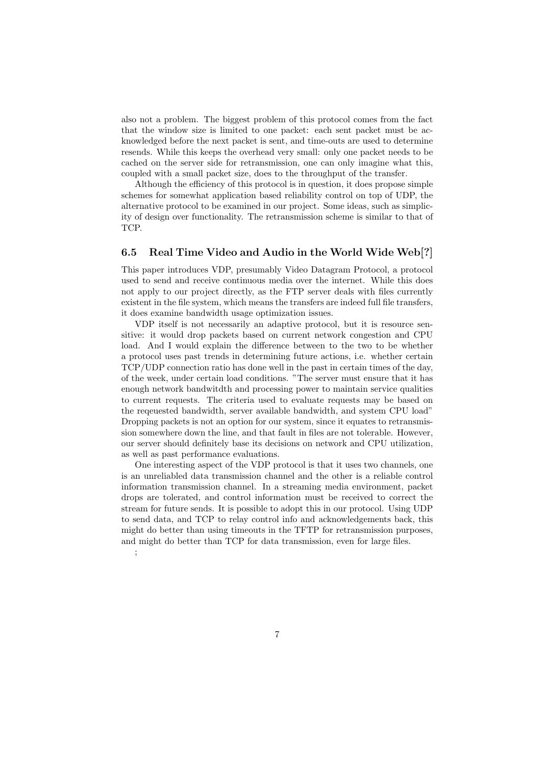also not a problem. The biggest problem of this protocol comes from the fact that the window size is limited to one packet: each sent packet must be acknowledged before the next packet is sent, and time-outs are used to determine resends. While this keeps the overhead very small: only one packet needs to be cached on the server side for retransmission, one can only imagine what this, coupled with a small packet size, does to the throughput of the transfer.

Although the efficiency of this protocol is in question, it does propose simple schemes for somewhat application based reliability control on top of UDP, the alternative protocol to be examined in our project. Some ideas, such as simplicity of design over functionality. The retransmission scheme is similar to that of TCP.

### 6.5 Real Time Video and Audio in the World Wide Web[?]

This paper introduces VDP, presumably Video Datagram Protocol, a protocol used to send and receive continuous media over the internet. While this does not apply to our project directly, as the FTP server deals with files currently existent in the file system, which means the transfers are indeed full file transfers, it does examine bandwidth usage optimization issues.

VDP itself is not necessarily an adaptive protocol, but it is resource sensitive: it would drop packets based on current network congestion and CPU load. And I would explain the difference between to the two to be whether a protocol uses past trends in determining future actions, i.e. whether certain TCP/UDP connection ratio has done well in the past in certain times of the day, of the week, under certain load conditions. "The server must ensure that it has enough network bandwitdth and processing power to maintain service qualities to current requests. The criteria used to evaluate requests may be based on the reqeuested bandwidth, server available bandwidth, and system CPU load" Dropping packets is not an option for our system, since it equates to retransmission somewhere down the line, and that fault in files are not tolerable. However, our server should definitely base its decisions on network and CPU utilization, as well as past performance evaluations.

One interesting aspect of the VDP protocol is that it uses two channels, one is an unreliabled data transmission channel and the other is a reliable control information transmission channel. In a streaming media environment, packet drops are tolerated, and control information must be received to correct the stream for future sends. It is possible to adopt this in our protocol. Using UDP to send data, and TCP to relay control info and acknowledgements back, this might do better than using timeouts in the TFTP for retransmission purposes, and might do better than TCP for data transmission, even for large files.

;